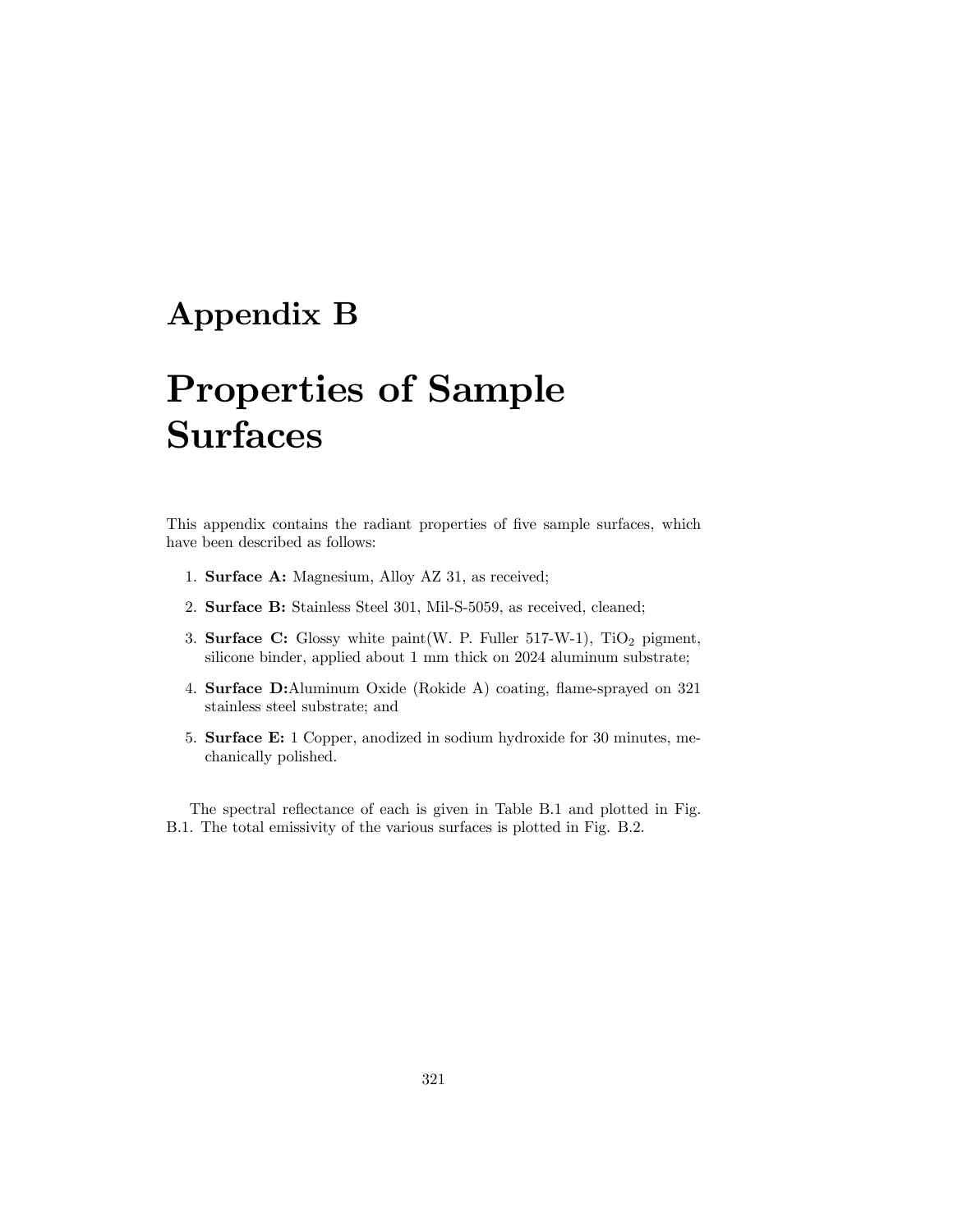# Appendix B

# Properties of Sample Surfaces

This appendix contains the radiant properties of five sample surfaces, which have been described as follows:

1. **Surface A:** Magnesium, Alloy AZ 31, as received;
2. **Surface B:** Stainless Steel 301, Mil-S-5059, as received, cleaned;
3. **Surface C:** Glossy white paint(W. P. Fuller 517-W-1), $TiO_2$ pigment, silicone binder, applied about 1 mm thick on 2024 aluminum substrate;
4. **Surface D:**Aluminum Oxide (Rokide A) coating, flame-sprayed on 321 stainless steel substrate; and
5. **Surface E:** 1 Copper, anodized in sodium hydroxide for 30 minutes, mechanically polished.

The spectral reflectance of each is given in Table B.1 and plotted in Fig. B.1. The total emissivity of the various surfaces is plotted in Fig. B.2.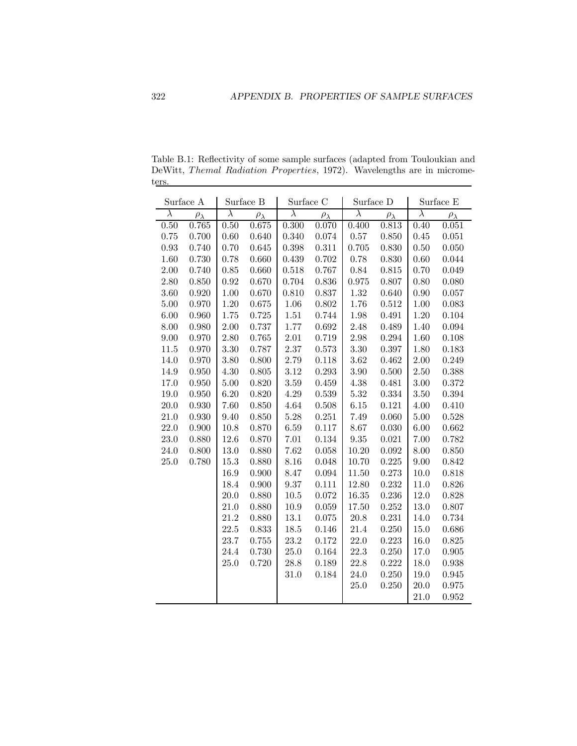Table B.1: Reflectivity of some sample surfaces (adapted from Touloukian and DeWitt, *Themal Radiation Properties*, 1972). Wavelengths are in micrometers.

| Surface A | | Surface B | | Surface C | | Surface D | | Surface E | |
|---|---|---|---|---|---|---|---|---|---|
| $\lambda$ | $\rho_\lambda$ | $\lambda$ | $\rho_\lambda$ | $\lambda$ | $\rho_\lambda$ | $\lambda$ | $\rho_\lambda$ | $\lambda$ | $\rho_\lambda$ |
| 0.50 | 0.765 | 0.50 | 0.675 | 0.300 | 0.070 | 0.400 | 0.813 | 0.40 | 0.051 |
| 0.75 | 0.700 | 0.60 | 0.640 | 0.340 | 0.074 | 0.57 | 0.850 | 0.45 | 0.051 |
| 0.93 | 0.740 | 0.70 | 0.645 | 0.398 | 0.311 | 0.705 | 0.830 | 0.50 | 0.050 |
| 1.60 | 0.730 | 0.78 | 0.660 | 0.439 | 0.702 | 0.78 | 0.830 | 0.60 | 0.044 |
| 2.00 | 0.740 | 0.85 | 0.660 | 0.518 | 0.767 | 0.84 | 0.815 | 0.70 | 0.049 |
| 2.80 | 0.850 | 0.92 | 0.670 | 0.704 | 0.836 | 0.975 | 0.807 | 0.80 | 0.080 |
| 3.60 | 0.920 | 1.00 | 0.670 | 0.810 | 0.837 | 1.32 | 0.640 | 0.90 | 0.057 |
| 5.00 | 0.970 | 1.20 | 0.675 | 1.06 | 0.802 | 1.76 | 0.512 | 1.00 | 0.083 |
| 6.00 | 0.960 | 1.75 | 0.725 | 1.51 | 0.744 | 1.98 | 0.491 | 1.20 | 0.104 |
| 8.00 | 0.980 | 2.00 | 0.737 | 1.77 | 0.692 | 2.48 | 0.489 | 1.40 | 0.094 |
| 9.00 | 0.970 | 2.80 | 0.765 | 2.01 | 0.719 | 2.98 | 0.294 | 1.60 | 0.108 |
| 11.5 | 0.970 | 3.30 | 0.787 | 2.37 | 0.573 | 3.30 | 0.397 | 1.80 | 0.183 |
| 14.0 | 0.970 | 3.80 | 0.800 | 2.79 | 0.118 | 3.62 | 0.462 | 2.00 | 0.249 |
| 14.9 | 0.950 | 4.30 | 0.805 | 3.12 | 0.293 | 3.90 | 0.500 | 2.50 | 0.388 |
| 17.0 | 0.950 | 5.00 | 0.820 | 3.59 | 0.459 | 4.38 | 0.481 | 3.00 | 0.372 |
| 19.0 | 0.950 | 6.20 | 0.820 | 4.29 | 0.539 | 5.32 | 0.334 | 3.50 | 0.394 |
| 20.0 | 0.930 | 7.60 | 0.850 | 4.64 | 0.508 | 6.15 | 0.121 | 4.00 | 0.410 |
| 21.0 | 0.930 | 9.40 | 0.850 | 5.28 | 0.251 | 7.49 | 0.060 | 5.00 | 0.528 |
| 22.0 | 0.900 | 10.8 | 0.870 | 6.59 | 0.117 | 8.67 | 0.030 | 6.00 | 0.662 |
| 23.0 | 0.880 | 12.6 | 0.870 | 7.01 | 0.134 | 9.35 | 0.021 | 7.00 | 0.782 |
| 24.0 | 0.800 | 13.0 | 0.880 | 7.62 | 0.058 | 10.20 | 0.092 | 8.00 | 0.850 |
| 25.0 | 0.780 | 15.3 | 0.880 | 8.16 | 0.048 | 10.70 | 0.225 | 9.00 | 0.842 |
| | | 16.9 | 0.900 | 8.47 | 0.094 | 11.50 | 0.273 | 10.0 | 0.818 |
| | | 18.4 | 0.900 | 9.37 | 0.111 | 12.80 | 0.232 | 11.0 | 0.826 |
| | | 20.0 | 0.880 | 10.5 | 0.072 | 16.35 | 0.236 | 12.0 | 0.828 |
| | | 21.0 | 0.880 | 10.9 | 0.059 | 17.50 | 0.252 | 13.0 | 0.807 |
| | | 21.2 | 0.880 | 13.1 | 0.075 | 20.8 | 0.231 | 14.0 | 0.734 |
| | | 22.5 | 0.833 | 18.5 | 0.146 | 21.4 | 0.250 | 15.0 | 0.686 |
| | | 23.7 | 0.755 | 23.2 | 0.172 | 22.0 | 0.223 | 16.0 | 0.825 |
| | | 24.4 | 0.730 | 25.0 | 0.164 | 22.3 | 0.250 | 17.0 | 0.905 |
| | | 25.0 | 0.720 | 28.8 | 0.189 | 22.8 | 0.222 | 18.0 | 0.938 |
| | | | | 31.0 | 0.184 | 24.0 | 0.250 | 19.0 | 0.945 |
| | | | | | | 25.0 | 0.250 | 20.0 | 0.975 |
| | | | | | | | | 21.0 | 0.952 |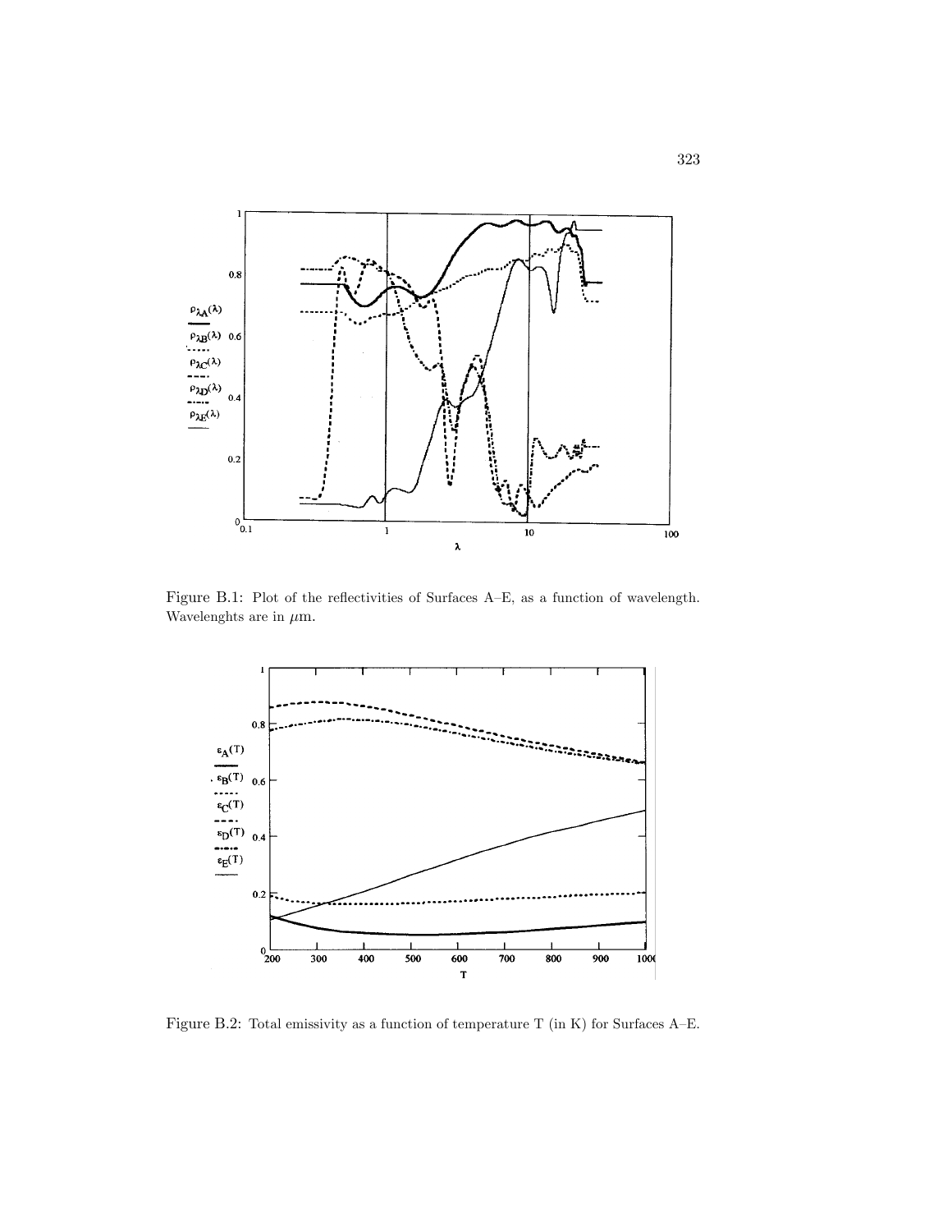1

0.8

$\rho_{\lambda A}(\lambda)$

$\rho_{\lambda B}(\lambda)$ 0.6

$\rho_{\lambda C}(\lambda)$

$\rho_{\lambda D}(\lambda)$ 0.4

$\rho_{\lambda E}(\lambda)$

0.2

0

0.1

1

10

100

$\lambda$

Figure B.1: Plot of the reflectivities of Surfaces A–E, as a function of wavelength. Wavelenghts are in $\mu$m.

1

0.8

$\varepsilon_A(T)$

$\varepsilon_B(T)$ 0.6

$\varepsilon_C(T)$

$\varepsilon_D(T)$ 0.4

$\varepsilon_E(T)$

0.2

0

200 300 400 500 600 700 800 900 1000

T

Figure B.2: Total emissivity as a function of temperature T (in K) for Surfaces A–E.